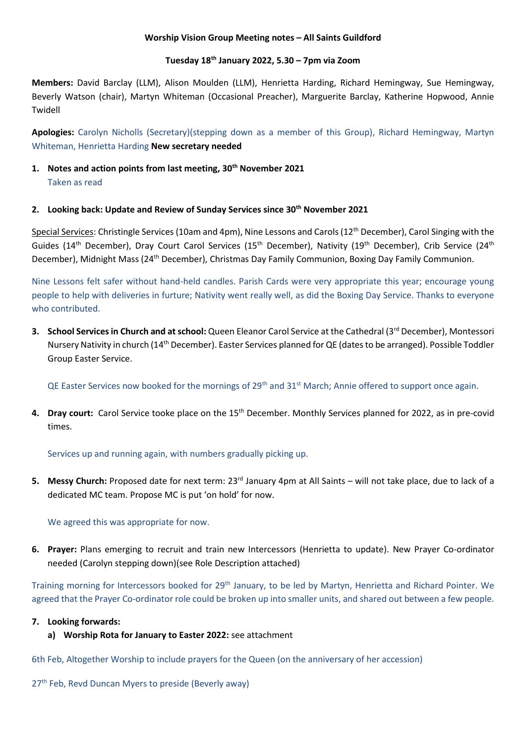**Worship Vision Group Meeting notes – All Saints Guildford**

**Tuesday 18th January 2022, 5.30 – 7pm via Zoom**

**Members:** David Barclay (LLM), Alison Moulden (LLM), Henrietta Harding, Richard Hemingway, Sue Hemingway, Beverly Watson (chair), Martyn Whiteman (Occasional Preacher), Marguerite Barclay, Katherine Hopwood, Annie Twidell

**Apologies:** Carolyn Nicholls (Secretary)(stepping down as a member of this Group), Richard Hemingway, Martyn Whiteman, Henrietta Harding **New secretary needed**

1. **Notes and action points from last meeting, 30th November 2021**

   Taken as read

2. **Looking back: Update and Review of Sunday Services since 30th November 2021**

Special Services: Christingle Services (10am and 4pm), Nine Lessons and Carols (12th December), Carol Singing with the Guides (14th December), Dray Court Carol Services (15th December), Nativity (19th December), Crib Service (24th December), Midnight Mass (24th December), Christmas Day Family Communion, Boxing Day Family Communion.

Nine Lessons felt safer without hand-held candles. Parish Cards were very appropriate this year; encourage young people to help with deliveries in furture; Nativity went really well, as did the Boxing Day Service. Thanks to everyone who contributed.

3. **School Services in Church and at school:** Queen Eleanor Carol Service at the Cathedral (3rd December), Montessori Nursery Nativity in church (14th December). Easter Services planned for QE (dates to be arranged). Possible Toddler Group Easter Service.

   QE Easter Services now booked for the mornings of 29th and 31st March; Annie offered to support once again.

4. **Dray court:** Carol Service tooke place on the 15th December. Monthly Services planned for 2022, as in pre-covid times.

   Services up and running again, with numbers gradually picking up.

5. **Messy Church:** Proposed date for next term: 23rd January 4pm at All Saints – will not take place, due to lack of a dedicated MC team. Propose MC is put 'on hold' for now.

   We agreed this was appropriate for now.

6. **Prayer:** Plans emerging to recruit and train new Intercessors (Henrietta to update). New Prayer Co-ordinator needed (Carolyn stepping down)(see Role Description attached)

Training morning for Intercessors booked for 29th January, to be led by Martyn, Henrietta and Richard Pointer. We agreed that the Prayer Co-ordinator role could be broken up into smaller units, and shared out between a few people.

7. **Looking forwards:**
   a) **Worship Rota for January to Easter 2022:** see attachment

6th Feb, Altogether Worship to include prayers for the Queen (on the anniversary of her accession)

27th Feb, Revd Duncan Myers to preside (Beverly away)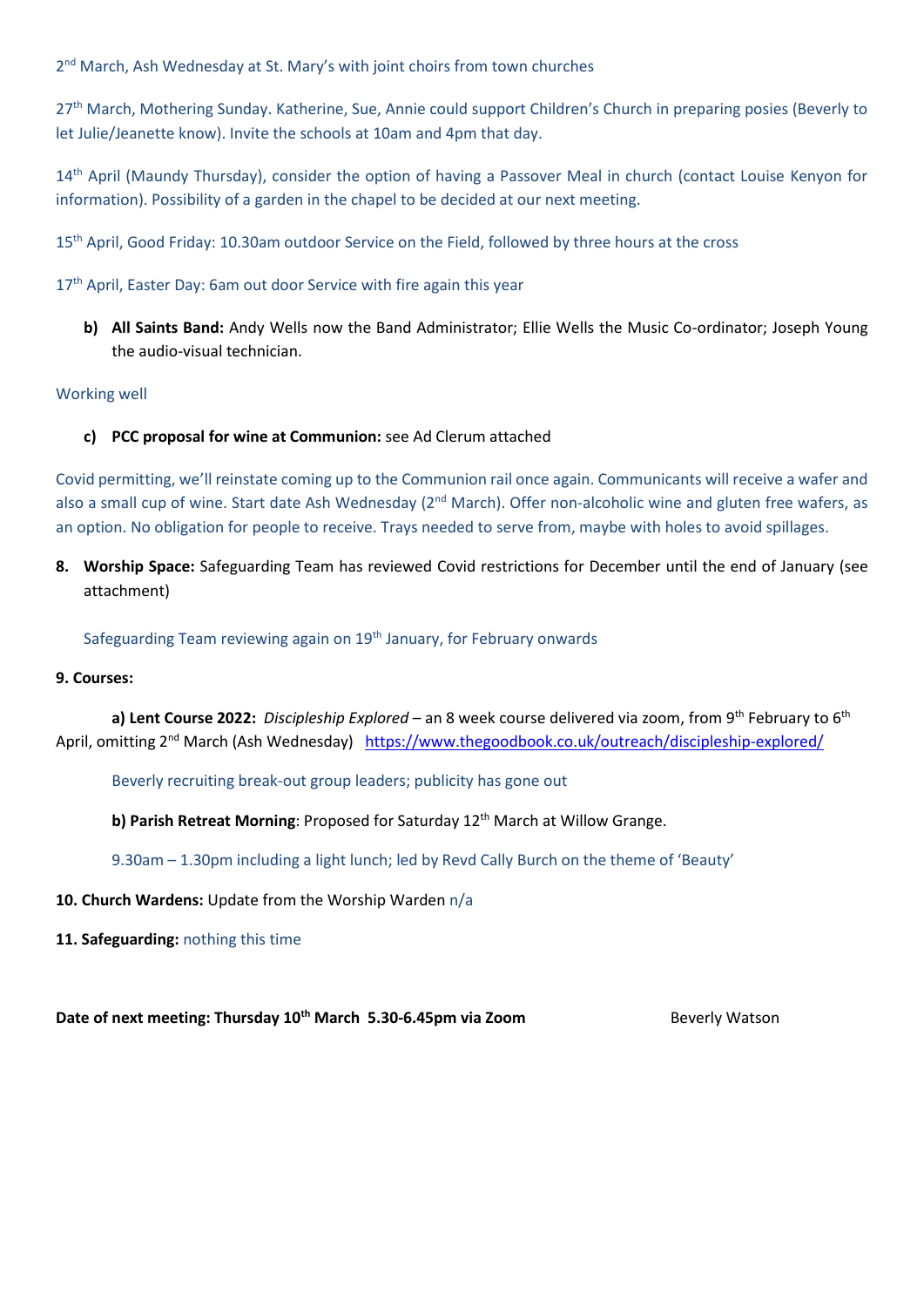2nd March, Ash Wednesday at St. Mary's with joint choirs from town churches

27th March, Mothering Sunday. Katherine, Sue, Annie could support Children's Church in preparing posies (Beverly to let Julie/Jeanette know). Invite the schools at 10am and 4pm that day.

14th April (Maundy Thursday), consider the option of having a Passover Meal in church (contact Louise Kenyon for information). Possibility of a garden in the chapel to be decided at our next meeting.

15th April, Good Friday: 10.30am outdoor Service on the Field, followed by three hours at the cross

17th April, Easter Day: 6am out door Service with fire again this year

**b) All Saints Band:** Andy Wells now the Band Administrator; Ellie Wells the Music Co-ordinator; Joseph Young the audio-visual technician.

Working well

**c) PCC proposal for wine at Communion:** see Ad Clerum attached

Covid permitting, we'll reinstate coming up to the Communion rail once again. Communicants will receive a wafer and also a small cup of wine. Start date Ash Wednesday (2nd March). Offer non-alcoholic wine and gluten free wafers, as an option. No obligation for people to receive. Trays needed to serve from, maybe with holes to avoid spillages.

**8. Worship Space:** Safeguarding Team has reviewed Covid restrictions for December until the end of January (see attachment)

Safeguarding Team reviewing again on 19th January, for February onwards

**9. Courses:**

**a) Lent Course 2022:** *Discipleship Explored* – an 8 week course delivered via zoom, from 9th February to 6th April, omitting 2nd March (Ash Wednesday) https://www.thegoodbook.co.uk/outreach/discipleship-explored/

Beverly recruiting break-out group leaders; publicity has gone out

**b) Parish Retreat Morning**: Proposed for Saturday 12th March at Willow Grange.

9.30am – 1.30pm including a light lunch; led by Revd Cally Burch on the theme of 'Beauty'

**10. Church Wardens:** Update from the Worship Warden n/a

**11. Safeguarding:** nothing this time

**Date of next meeting: Thursday 10th March 5.30-6.45pm via Zoom** Beverly Watson